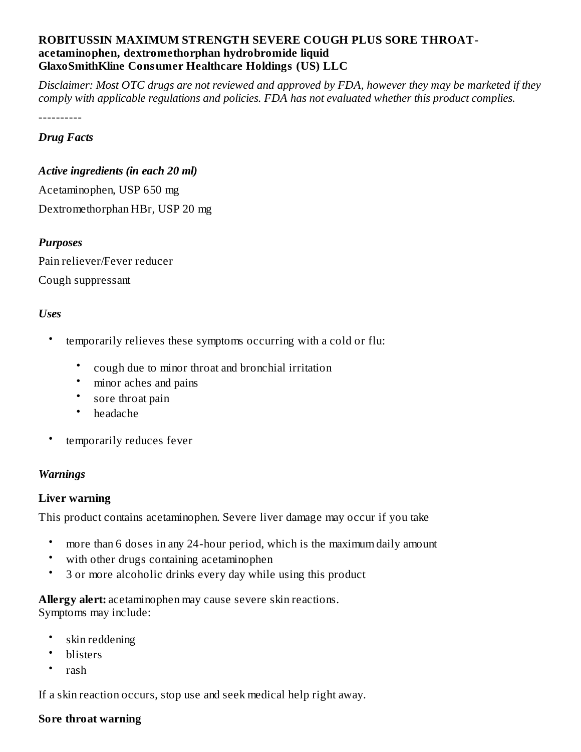**ROBITUSSIN MAXIMUM STRENGTH SEVERE COUGH PLUS SORE THROAT- acetaminophen, dextromethorphan hydrobromide liquid**
**GlaxoSmithKline Consumer Healthcare Holdings (US) LLC**

*Disclaimer: Most OTC drugs are not reviewed and approved by FDA, however they may be marketed if they comply with applicable regulations and policies. FDA has not evaluated whether this product complies.*

----------

***Drug Facts***

***Active ingredients (in each 20 ml)***

Acetaminophen, USP 650 mg

Dextromethorphan HBr, USP 20 mg

***Purposes***

Pain reliever/Fever reducer

Cough suppressant

***Uses***

- temporarily relieves these symptoms occurring with a cold or flu:
  - cough due to minor throat and bronchial irritation
  - minor aches and pains
  - sore throat pain
  - headache
- temporarily reduces fever

***Warnings***

**Liver warning**

This product contains acetaminophen. Severe liver damage may occur if you take

- more than 6 doses in any 24-hour period, which is the maximum daily amount
- with other drugs containing acetaminophen
- 3 or more alcoholic drinks every day while using this product

**Allergy alert:** acetaminophen may cause severe skin reactions.
Symptoms may include:

- skin reddening
- blisters
- rash

If a skin reaction occurs, stop use and seek medical help right away.

**Sore throat warning**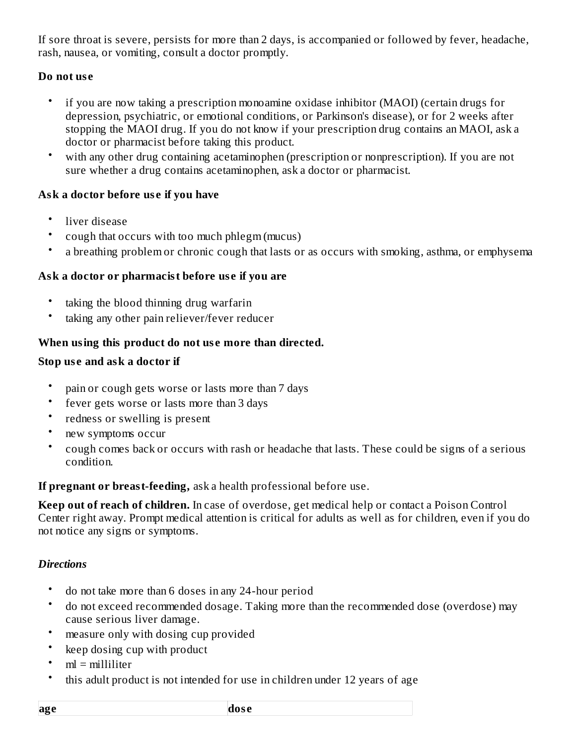If sore throat is severe, persists for more than 2 days, is accompanied or followed by fever, headache, rash, nausea, or vomiting, consult a doctor promptly.

**Do not use**

- if you are now taking a prescription monoamine oxidase inhibitor (MAOI) (certain drugs for depression, psychiatric, or emotional conditions, or Parkinson's disease), or for 2 weeks after stopping the MAOI drug. If you do not know if your prescription drug contains an MAOI, ask a doctor or pharmacist before taking this product.
- with any other drug containing acetaminophen (prescription or nonprescription). If you are not sure whether a drug contains acetaminophen, ask a doctor or pharmacist.

**Ask a doctor before use if you have**

- liver disease
- cough that occurs with too much phlegm (mucus)
- a breathing problem or chronic cough that lasts or as occurs with smoking, asthma, or emphysema

**Ask a doctor or pharmacist before use if you are**

- taking the blood thinning drug warfarin
- taking any other pain reliever/fever reducer

**When using this product do not use more than directed.**

**Stop use and ask a doctor if**

- pain or cough gets worse or lasts more than 7 days
- fever gets worse or lasts more than 3 days
- redness or swelling is present
- new symptoms occur
- cough comes back or occurs with rash or headache that lasts. These could be signs of a serious condition.

**If pregnant or breast-feeding,** ask a health professional before use.

**Keep out of reach of children.** In case of overdose, get medical help or contact a Poison Control Center right away. Prompt medical attention is critical for adults as well as for children, even if you do not notice any signs or symptoms.

***Directions***

- do not take more than 6 doses in any 24-hour period
- do not exceed recommended dosage. Taking more than the recommended dose (overdose) may cause serious liver damage.
- measure only with dosing cup provided
- keep dosing cup with product
- ml = milliliter
- this adult product is not intended for use in children under 12 years of age

| age | dose |
| --- | --- |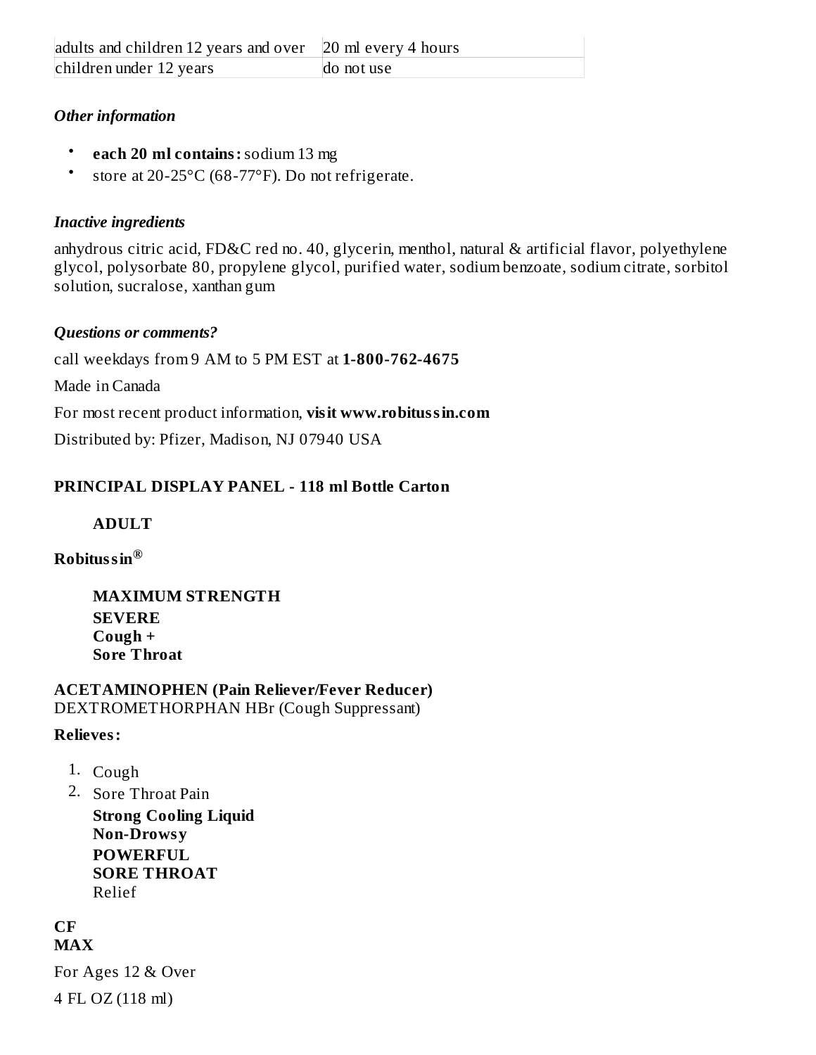| adults and children 12 years and over | 20 ml every 4 hours |
| --- | --- |
| children under 12 years | do not use |

### *Other information*

- **each 20 ml contains:** sodium 13 mg
- store at 20-25°C (68-77°F). Do not refrigerate.

### *Inactive ingredients*

anhydrous citric acid, FD&C red no. 40, glycerin, menthol, natural & artificial flavor, polyethylene glycol, polysorbate 80, propylene glycol, purified water, sodium benzoate, sodium citrate, sorbitol solution, sucralose, xanthan gum

### *Questions or comments?*

call weekdays from 9 AM to 5 PM EST at **1-800-762-4675**

Made in Canada

For most recent product information, **visit www.robitussin.com**

Distributed by: Pfizer, Madison, NJ 07940 USA

## PRINCIPAL DISPLAY PANEL - 118 ml Bottle Carton

**ADULT**

**Robitussin®**

**MAXIMUM STRENGTH**
**SEVERE**
**Cough +**
**Sore Throat**

**ACETAMINOPHEN (Pain Reliever/Fever Reducer)**
DEXTROMETHORPHAN HBr (Cough Suppressant)

**Relieves:**

1. Cough
2. Sore Throat Pain

**Strong Cooling Liquid**
**Non-Drowsy**
**POWERFUL**
**SORE THROAT**
Relief

**CF**
**MAX**

For Ages 12 & Over

4 FL OZ (118 ml)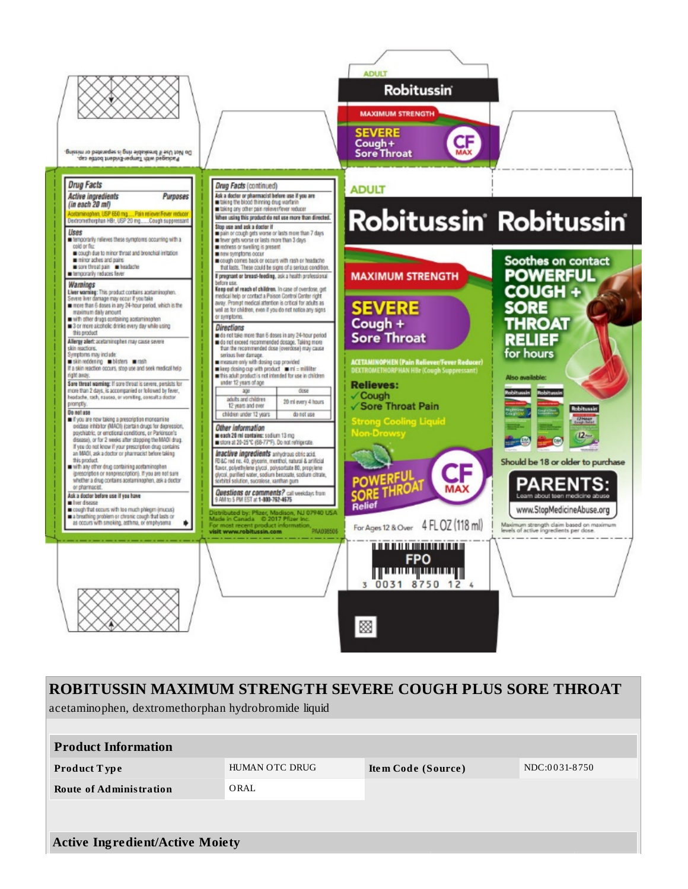Do Not Use if breakable ring is separated or missing.
Packaged with Tamper-Evident bottle cap.

## Drug Facts

| Active ingredients (in each 20 ml) | Purposes |
|---|---|
| Acetaminophen, USP 650 mg | Pain reliever/Fever reducer |
| Dextromethorphan HBr, USP 20 mg | Cough suppressant |

**Uses**
- temporarily relieves these symptoms occurring with a cold or flu:
  - cough due to minor throat and bronchial irritation
  - minor aches and pains
  - sore throat pain
  - headache
- temporarily reduces fever

**Warnings**

**Liver warning:** This product contains acetaminophen. Severe liver damage may occur if you take
- more than 6 doses in any 24-hour period, which is the maximum daily amount
- with other drugs containing acetaminophen
- 3 or more alcoholic drinks every day while using this product

**Allergy alert:** acetaminophen may cause severe skin reactions. Symptoms may include:
- skin reddening
- blisters
- rash

If a skin reaction occurs, stop use and seek medical help right away.

**Sore throat warning:** If sore throat is severe, persists for more than 2 days, is accompanied or followed by fever, headache, rash, nausea, or vomiting, consult a doctor promptly.

**Do not use**
- if you are now taking a prescription monoamine oxidase inhibitor (MAOI) (certain drugs for depression, psychiatric, or emotional conditions, or Parkinson's disease), or for 2 weeks after stopping the MAOI drug. If you do not know if your prescription drug contains an MAOI, ask a doctor or pharmacist before taking this product.
- with any other drug containing acetaminophen (prescription or nonprescription). If you are not sure whether a drug contains acetaminophen, ask a doctor or pharmacist.

**Ask a doctor before use if you have**
- liver disease
- cough that occurs with too much phlegm (mucus)
- a breathing problem or chronic cough that lasts or as occurs with smoking, asthma, or emphysema

## Drug Facts (continued)

**Ask a doctor or pharmacist before use if you are**
- taking the blood thinning drug warfarin
- taking any other pain reliever/fever reducer

**When using this product do not use more than directed.**

**Stop use and ask a doctor if**
- pain or cough gets worse or lasts more than 7 days
- fever gets worse or lasts more than 3 days
- redness or swelling is present
- new symptoms occur
- cough comes back or occurs with rash or headache that lasts. These could be signs of a serious condition.

**If pregnant or breast-feeding,** ask a health professional before use.

**Keep out of reach of children.** In case of overdose, get medical help or contact a Poison Control Center right away. Prompt medical attention is critical for adults as well as for children, even if you do not notice any signs or symptoms.

**Directions**
- do not take more than 6 doses in any 24-hour period
- do not exceed recommended dosage. Taking more than the recommended dose (overdose) may cause serious liver damage.
- measure only with dosing cup provided
- keep dosing cup with product
- ml = milliliter
- this adult product is not intended for use in children under 12 years of age

| age | dose |
|---|---|
| adults and children 12 years and over | 20 ml every 4 hours |
| children under 12 years | do not use |

**Other information**
- each 20 ml contains: sodium 13 mg
- store at 20-25°C (68-77°F). Do not refrigerate.

**Inactive ingredients** anhydrous citric acid, FD&C red no. 40, glycerin, menthol, natural & artificial flavor, polyethylene glycol, polysorbate 80, propylene glycol, purified water, sodium benzoate, sodium citrate, sorbitol solution, sucralose, xanthan gum

**Questions or comments?** call weekdays from 9 AM to 5 PM EST at 1-800-762-4675

Distributed by: Pfizer, Madison, NJ 07940 USA
Made in Canada © 2017 Pfizer Inc.
For most recent product information, visit www.robitussin.com
PAA098506

ADULT
Robitussin®
MAXIMUM STRENGTH
SEVERE Cough + Sore Throat
CF MAX
ACETAMINOPHEN (Pain Reliever/Fever Reducer)
DEXTROMETHORPHAN HBr (Cough Suppressant)

**Relieves:**
✓Cough
✓Sore Throat Pain

Strong Cooling Liquid
Non-Drowsy

POWERFUL SORE THROAT Relief

For Ages 12 & Over 4 FL OZ (118 ml)

Robitussin®
Soothes on contact
POWERFUL COUGH + SORE THROAT RELIEF for hours

Also available:

Should be 18 or older to purchase

PARENTS: Learn about teen medicine abuse
www.StopMedicineAbuse.org

Maximum strength claim based on maximum levels of active ingredients per dose.

FPO
3 0031 8750 12 4

# ROBITUSSIN MAXIMUM STRENGTH SEVERE COUGH PLUS SORE THROAT

acetaminophen, dextromethorphan hydrobromide liquid

| Product Information | | | |
|---|---|---|---|
| Product Type | HUMAN OTC DRUG | Item Code (Source) | NDC:0031-8750 |
| Route of Administration | ORAL | | |

**Active Ingredient/Active Moiety**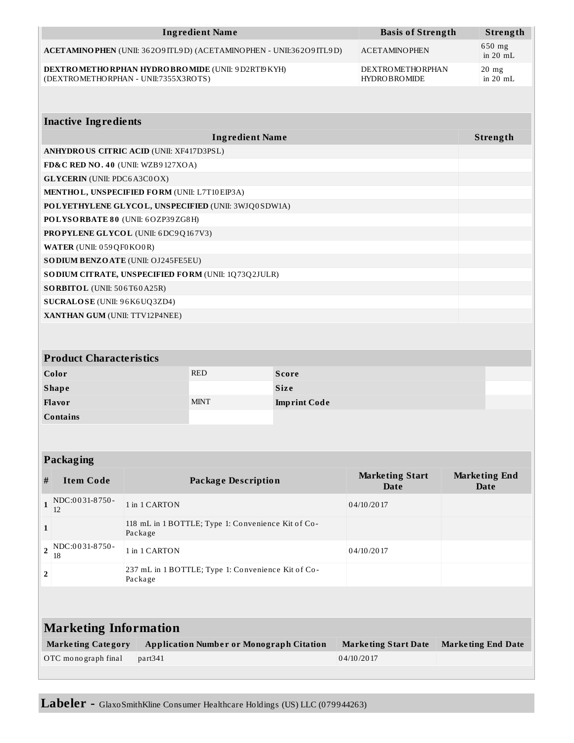| Ingredient Name | Basis of Strength | Strength |
| --- | --- | --- |
| **ACETAMINOPHEN** (UNII: 362O9ITL9D) (ACETAMINOPHEN - UNII:362O9ITL9D) | ACETAMINOPHEN | 650 mg in 20 mL |
| **DEXTROMETHORPHAN HYDROBROMIDE** (UNII: 9D2RTI9KYH) (DEXTROMETHORPHAN - UNII:7355X3ROTS) | DEXTROMETHORPHAN HYDROBROMIDE | 20 mg in 20 mL |

| Inactive Ingredients | |
| --- | --- |
| **Ingredient Name** | **Strength** |
| **ANHYDROUS CITRIC ACID** (UNII: XF417D3PSL) | |
| **FD&C RED NO. 40** (UNII: WZB9127XOA) | |
| **GLYCERIN** (UNII: PDC6A3C0OX) | |
| **MENTHOL, UNSPECIFIED FORM** (UNII: L7T10EIP3A) | |
| **POLYETHYLENE GLYCOL, UNSPECIFIED** (UNII: 3WJQ0SDW1A) | |
| **POLYSORBATE 80** (UNII: 6OZP39ZG8H) | |
| **PROPYLENE GLYCOL** (UNII: 6DC9Q167V3) | |
| **WATER** (UNII: 059QF0KO0R) | |
| **SODIUM BENZOATE** (UNII: OJ245FE5EU) | |
| **SODIUM CITRATE, UNSPECIFIED FORM** (UNII: 1Q73Q2JULR) | |
| **SORBITOL** (UNII: 506T60A25R) | |
| **SUCRALOSE** (UNII: 96K6UQ3ZD4) | |
| **XANTHAN GUM** (UNII: TTV12P4NEE) | |

| Product Characteristics | | | |
| --- | --- | --- | --- |
| **Color** | RED | **Score** | |
| **Shape** | | **Size** | |
| **Flavor** | MINT | **Imprint Code** | |
| **Contains** | | | |

| Packaging | | | | |
| --- | --- | --- | --- | --- |
| **#** | **Item Code** | **Package Description** | **Marketing Start Date** | **Marketing End Date** |
| 1 | NDC:0031-8750-12 | 1 in 1 CARTON | 04/10/2017 | |
| 1 | | 118 mL in 1 BOTTLE; Type 1: Convenience Kit of Co-Package | | |
| 2 | NDC:0031-8750-18 | 1 in 1 CARTON | 04/10/2017 | |
| 2 | | 237 mL in 1 BOTTLE; Type 1: Convenience Kit of Co-Package | | |

| Marketing Information | | | |
| --- | --- | --- | --- |
| **Marketing Category** | **Application Number or Monograph Citation** | **Marketing Start Date** | **Marketing End Date** |
| OTC monograph final | part341 | 04/10/2017 | |

**Labeler -** GlaxoSmithKline Consumer Healthcare Holdings (US) LLC (079944263)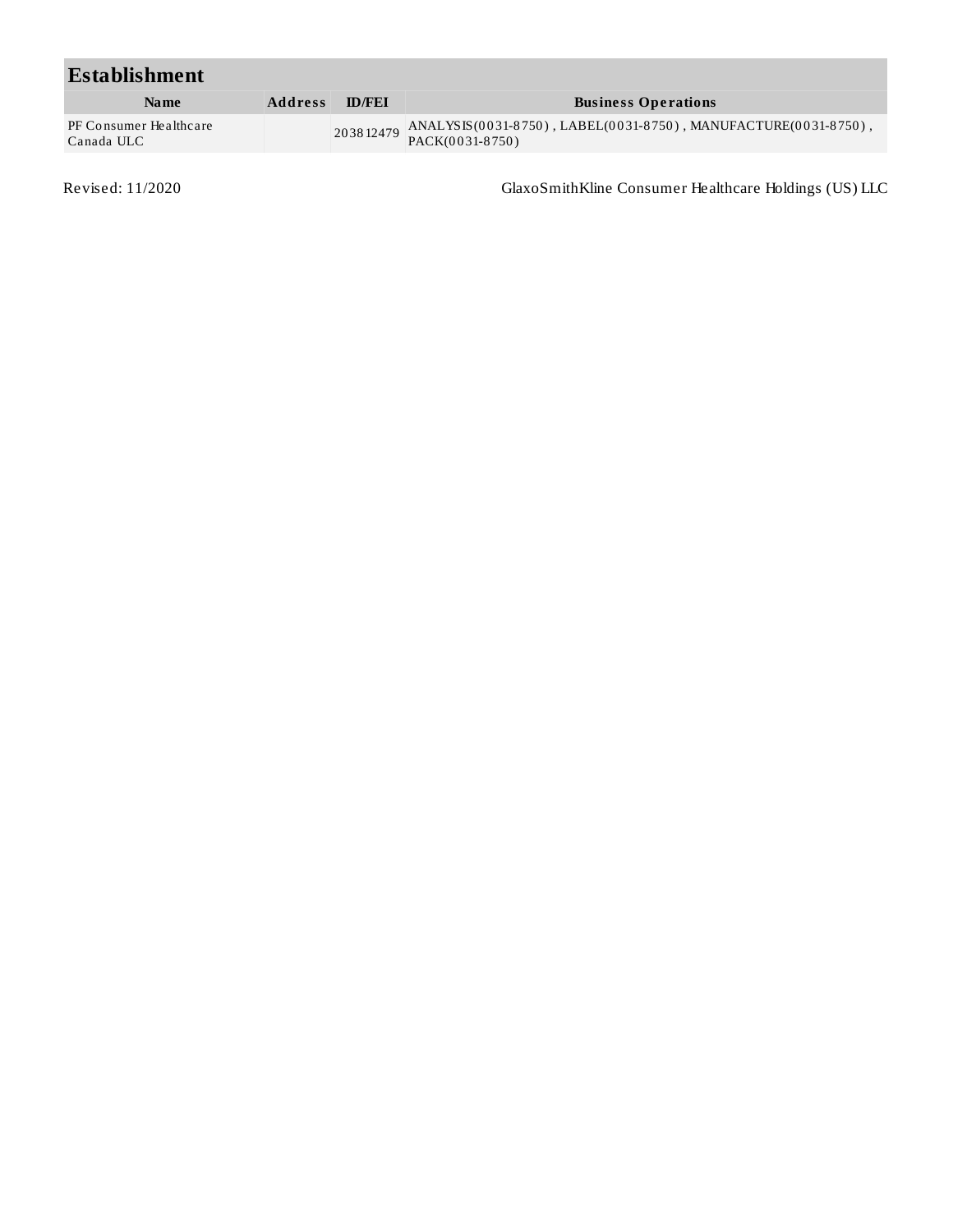## Establishment

| Name | Address | ID/FEI | Business Operations |
|---|---|---|---|
| PF Consumer Healthcare Canada ULC | | 203812479 | ANALYSIS(0031-8750) , LABEL(0031-8750) , MANUFACTURE(0031-8750) , PACK(0031-8750) |

Revised: 11/2020

GlaxoSmithKline Consumer Healthcare Holdings (US) LLC